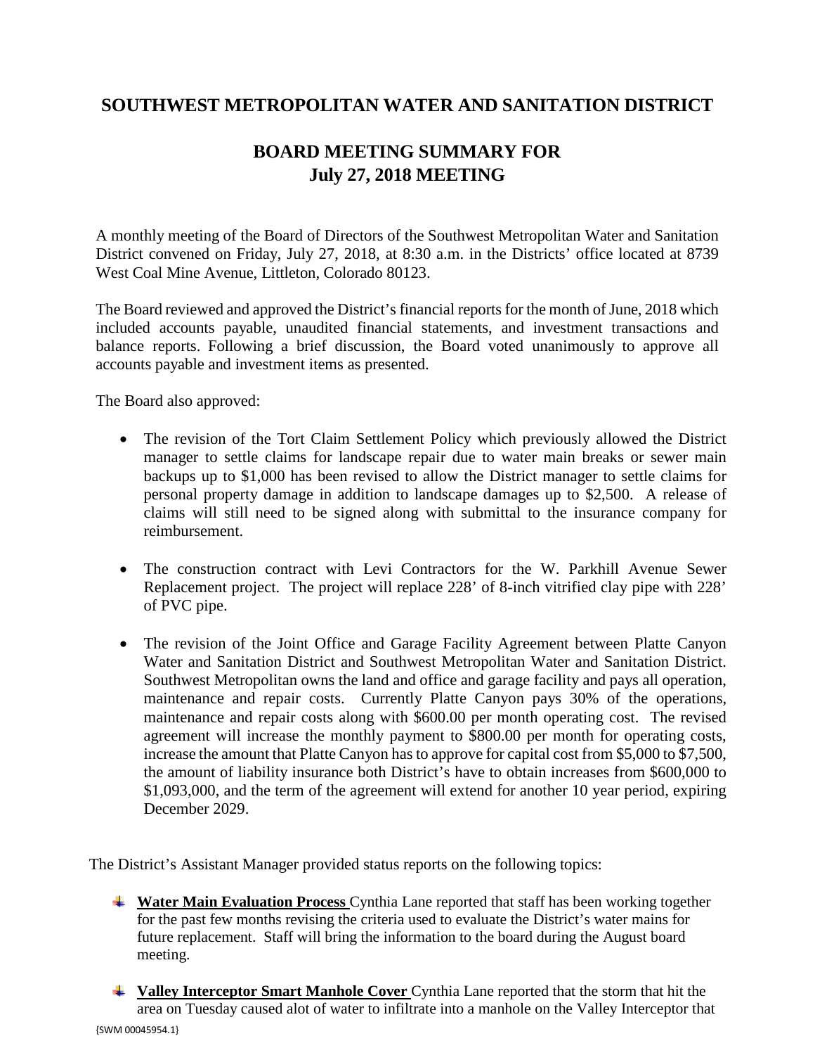## SOUTHWEST METROPOLITAN WATER AND SANITATION DISTRICT

## BOARD MEETING SUMMARY FOR July 27, 2018 MEETING

A monthly meeting of the Board of Directors of the Southwest Metropolitan Water and Sanitation District convened on Friday, July 27, 2018, at 8:30 a.m. in the Districts' office located at 8739 West Coal Mine Avenue, Littleton, Colorado 80123.

The Board reviewed and approved the District's financial reports for the month of June, 2018 which included accounts payable, unaudited financial statements, and investment transactions and balance reports. Following a brief discussion, the Board voted unanimously to approve all accounts payable and investment items as presented.

The Board also approved:

- The revision of the Tort Claim Settlement Policy which previously allowed the District manager to settle claims for landscape repair due to water main breaks or sewer main backups up to $1,000 has been revised to allow the District manager to settle claims for personal property damage in addition to landscape damages up to $2,500. A release of claims will still need to be signed along with submittal to the insurance company for reimbursement.
- The construction contract with Levi Contractors for the W. Parkhill Avenue Sewer Replacement project. The project will replace 228' of 8-inch vitrified clay pipe with 228' of PVC pipe.
- The revision of the Joint Office and Garage Facility Agreement between Platte Canyon Water and Sanitation District and Southwest Metropolitan Water and Sanitation District. Southwest Metropolitan owns the land and office and garage facility and pays all operation, maintenance and repair costs. Currently Platte Canyon pays 30% of the operations, maintenance and repair costs along with $600.00 per month operating cost. The revised agreement will increase the monthly payment to $800.00 per month for operating costs, increase the amount that Platte Canyon has to approve for capital cost from $5,000 to $7,500, the amount of liability insurance both District's have to obtain increases from $600,000 to $1,093,000, and the term of the agreement will extend for another 10 year period, expiring December 2029.

The District's Assistant Manager provided status reports on the following topics:

- **Water Main Evaluation Process** Cynthia Lane reported that staff has been working together for the past few months revising the criteria used to evaluate the District's water mains for future replacement. Staff will bring the information to the board during the August board meeting.
- **Valley Interceptor Smart Manhole Cover** Cynthia Lane reported that the storm that hit the area on Tuesday caused alot of water to infiltrate into a manhole on the Valley Interceptor that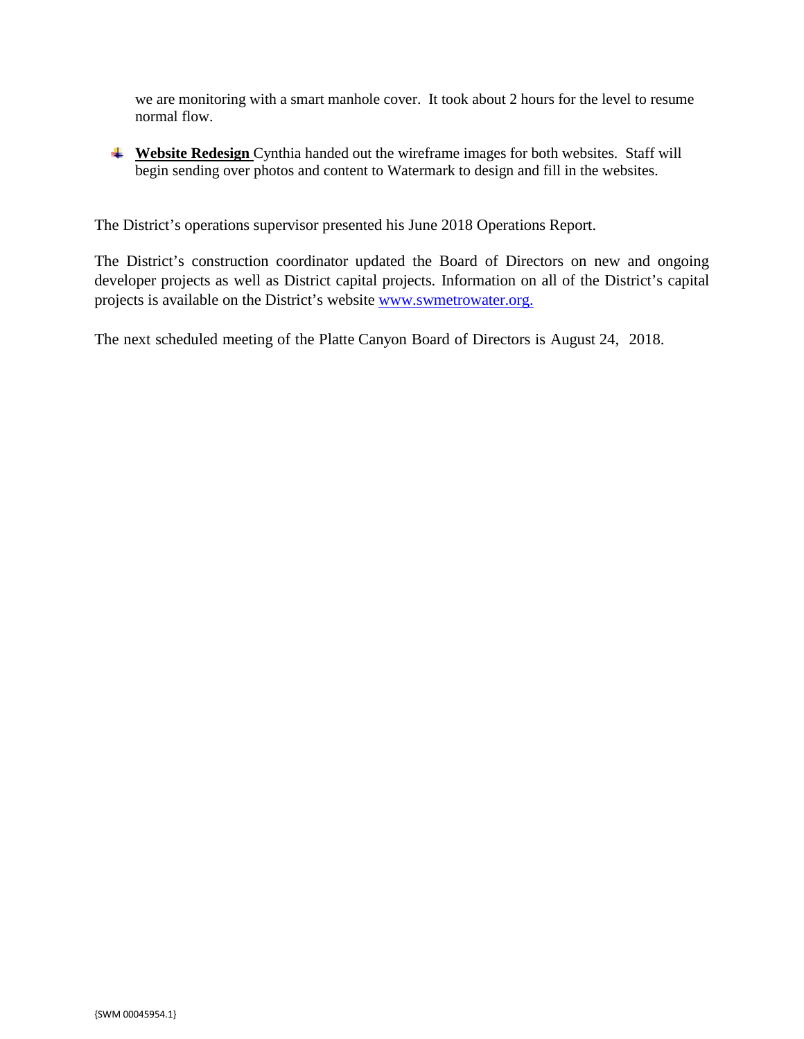we are monitoring with a smart manhole cover. It took about 2 hours for the level to resume normal flow.

- **Website Redesign** Cynthia handed out the wireframe images for both websites. Staff will begin sending over photos and content to Watermark to design and fill in the websites.

The District's operations supervisor presented his June 2018 Operations Report.

The District's construction coordinator updated the Board of Directors on new and ongoing developer projects as well as District capital projects. Information on all of the District's capital projects is available on the District's website www.swmetrowater.org.

The next scheduled meeting of the Platte Canyon Board of Directors is August 24, 2018.

{SWM 00045954.1}